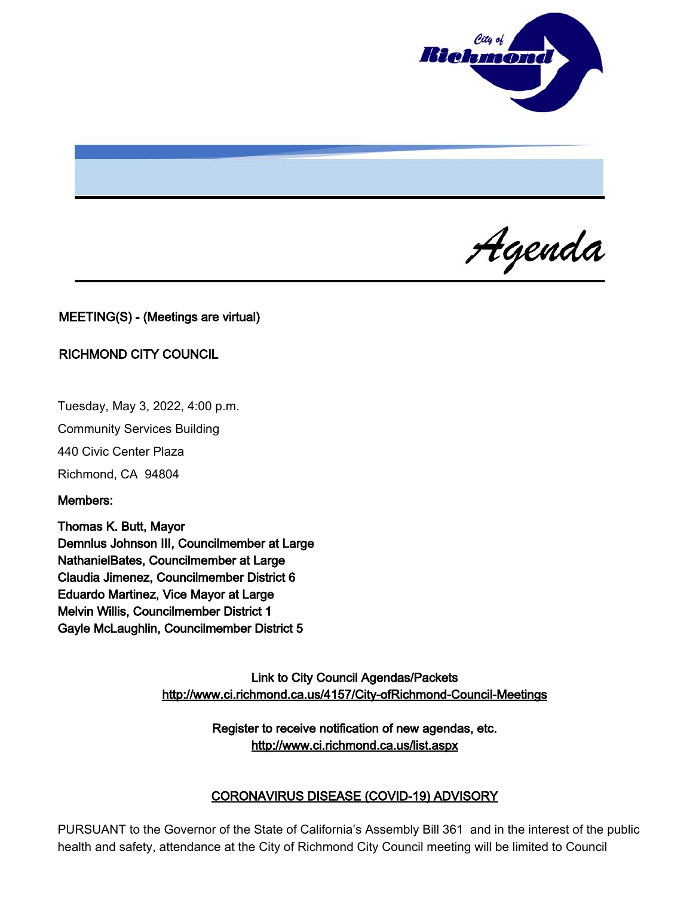# Agenda

**MEETING(S) - (Meetings are virtual)**

**RICHMOND CITY COUNCIL**

Tuesday, May 3, 2022, 4:00 p.m.

Community Services Building

440 Civic Center Plaza

Richmond, CA 94804

**Members:**

**Thomas K. Butt, Mayor**
**Demnlus Johnson III, Councilmember at Large**
**NathanielBates, Councilmember at Large**
**Claudia Jimenez, Councilmember District 6**
**Eduardo Martinez, Vice Mayor at Large**
**Melvin Willis, Councilmember District 1**
**Gayle McLaughlin, Councilmember District 5**

**Link to City Council Agendas/Packets**
**http://www.ci.richmond.ca.us/4157/City-ofRichmond-Council-Meetings**

**Register to receive notification of new agendas, etc.**
**http://www.ci.richmond.ca.us/list.aspx**

## CORONAVIRUS DISEASE (COVID-19) ADVISORY

PURSUANT to the Governor of the State of California's Assembly Bill 361 and in the interest of the public health and safety, attendance at the City of Richmond City Council meeting will be limited to Council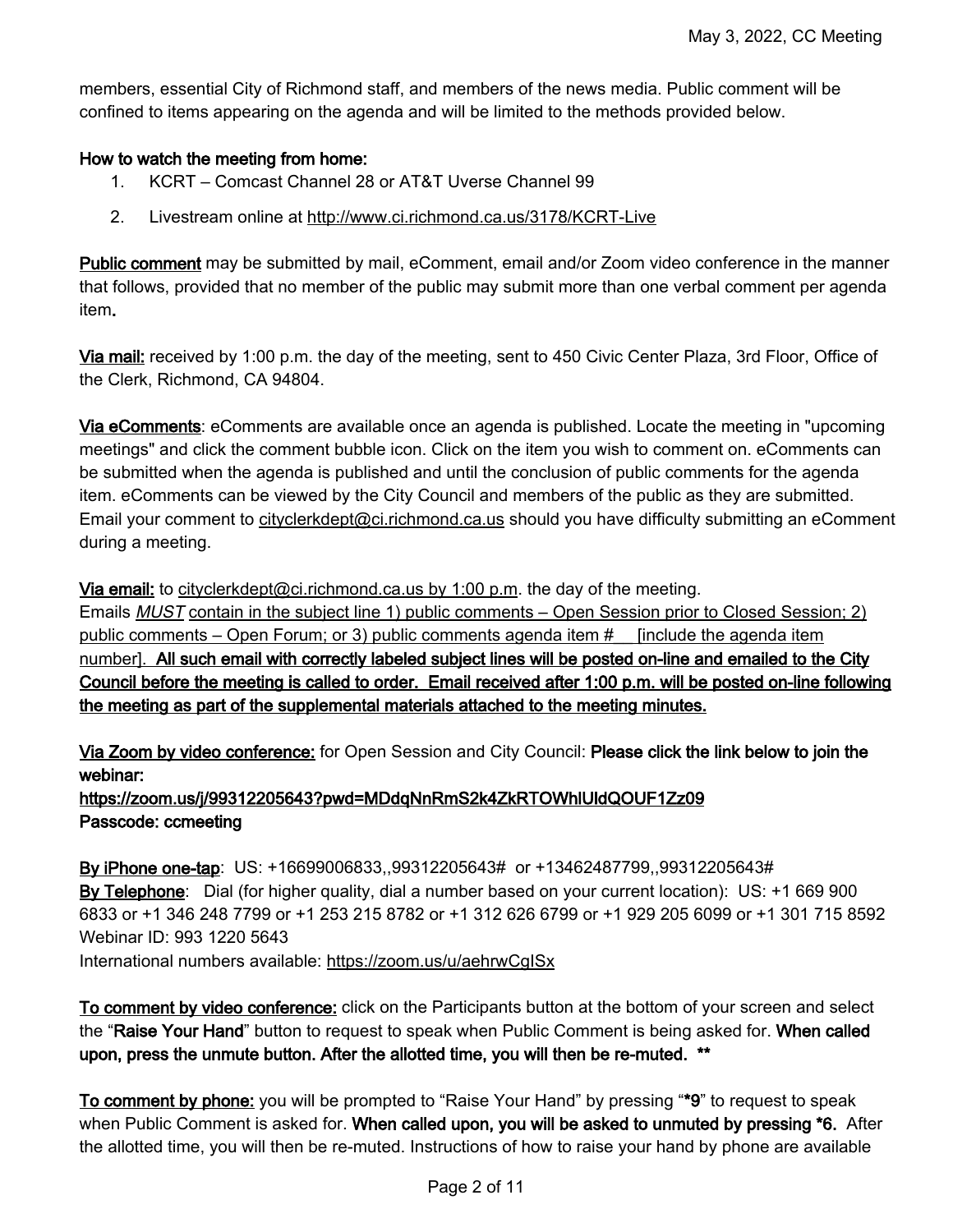members, essential City of Richmond staff, and members of the news media. Public comment will be confined to items appearing on the agenda and will be limited to the methods provided below.

**How to watch the meeting from home:**

1. KCRT – Comcast Channel 28 or AT&T Uverse Channel 99
2. Livestream online at http://www.ci.richmond.ca.us/3178/KCRT-Live

**Public comment** may be submitted by mail, eComment, email and/or Zoom video conference in the manner that follows, provided that no member of the public may submit more than one verbal comment per agenda item**.**

**Via mail:** received by 1:00 p.m. the day of the meeting, sent to 450 Civic Center Plaza, 3rd Floor, Office of the Clerk, Richmond, CA 94804.

**Via eComments**: eComments are available once an agenda is published. Locate the meeting in "upcoming meetings" and click the comment bubble icon. Click on the item you wish to comment on. eComments can be submitted when the agenda is published and until the conclusion of public comments for the agenda item. eComments can be viewed by the City Council and members of the public as they are submitted. Email your comment to cityclerkdept@ci.richmond.ca.us should you have difficulty submitting an eComment during a meeting.

**Via email:** to cityclerkdept@ci.richmond.ca.us by 1:00 p.m. the day of the meeting.
Emails *MUST* contain in the subject line 1) public comments – Open Session prior to Closed Session; 2) public comments – Open Forum; or 3) public comments agenda item # [include the agenda item number]. **All such email with correctly labeled subject lines will be posted on-line and emailed to the City Council before the meeting is called to order. Email received after 1:00 p.m. will be posted on-line following the meeting as part of the supplemental materials attached to the meeting minutes.**

**Via Zoom by video conference:** for Open Session and City Council: **Please click the link below to join the webinar:**
**https://zoom.us/j/99312205643?pwd=MDdqNnRmS2k4ZkRTOWhlUldQOUF1Zz09**
**Passcode: ccmeeting**

**By iPhone one-tap**: US: +16699006833,,99312205643# or +13462487799,,99312205643#
**By Telephone**: Dial (for higher quality, dial a number based on your current location): US: +1 669 900 6833 or +1 346 248 7799 or +1 253 215 8782 or +1 312 626 6799 or +1 929 205 6099 or +1 301 715 8592
Webinar ID: 993 1220 5643
International numbers available: https://zoom.us/u/aehrwCgISx

**To comment by video conference:** click on the Participants button at the bottom of your screen and select the "**Raise Your Hand**" button to request to speak when Public Comment is being asked for. **When called upon, press the unmute button. After the allotted time, you will then be re-muted. \*\***

**To comment by phone:** you will be prompted to "Raise Your Hand" by pressing "**\*9**" to request to speak when Public Comment is asked for. **When called upon, you will be asked to unmuted by pressing \*6.** After the allotted time, you will then be re-muted. Instructions of how to raise your hand by phone are available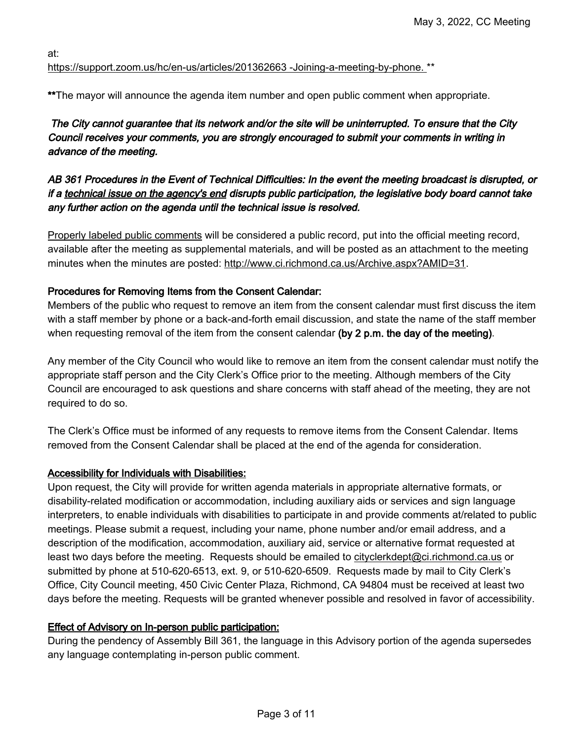at:
https://support.zoom.us/hc/en-us/articles/201362663 -Joining-a-meeting-by-phone. **

**The mayor will announce the agenda item number and open public comment when appropriate.

***The City cannot guarantee that its network and/or the site will be uninterrupted. To ensure that the City Council receives your comments, you are strongly encouraged to submit your comments in writing in advance of the meeting.***

***AB 361 Procedures in the Event of Technical Difficulties: In the event the meeting broadcast is disrupted, or if a technical issue on the agency's end disrupts public participation, the legislative body board cannot take any further action on the agenda until the technical issue is resolved.***

Properly labeled public comments will be considered a public record, put into the official meeting record, available after the meeting as supplemental materials, and will be posted as an attachment to the meeting minutes when the minutes are posted: http://www.ci.richmond.ca.us/Archive.aspx?AMID=31.

**Procedures for Removing Items from the Consent Calendar:**

Members of the public who request to remove an item from the consent calendar must first discuss the item with a staff member by phone or a back-and-forth email discussion, and state the name of the staff member when requesting removal of the item from the consent calendar **(by 2 p.m. the day of the meeting)**.

Any member of the City Council who would like to remove an item from the consent calendar must notify the appropriate staff person and the City Clerk's Office prior to the meeting. Although members of the City Council are encouraged to ask questions and share concerns with staff ahead of the meeting, they are not required to do so.

The Clerk's Office must be informed of any requests to remove items from the Consent Calendar. Items removed from the Consent Calendar shall be placed at the end of the agenda for consideration.

**Accessibility for Individuals with Disabilities:**

Upon request, the City will provide for written agenda materials in appropriate alternative formats, or disability-related modification or accommodation, including auxiliary aids or services and sign language interpreters, to enable individuals with disabilities to participate in and provide comments at/related to public meetings. Please submit a request, including your name, phone number and/or email address, and a description of the modification, accommodation, auxiliary aid, service or alternative format requested at least two days before the meeting. Requests should be emailed to cityclerkdept@ci.richmond.ca.us or submitted by phone at 510-620-6513, ext. 9, or 510-620-6509. Requests made by mail to City Clerk's Office, City Council meeting, 450 Civic Center Plaza, Richmond, CA 94804 must be received at least two days before the meeting. Requests will be granted whenever possible and resolved in favor of accessibility.

**Effect of Advisory on In-person public participation:**

During the pendency of Assembly Bill 361, the language in this Advisory portion of the agenda supersedes any language contemplating in-person public comment.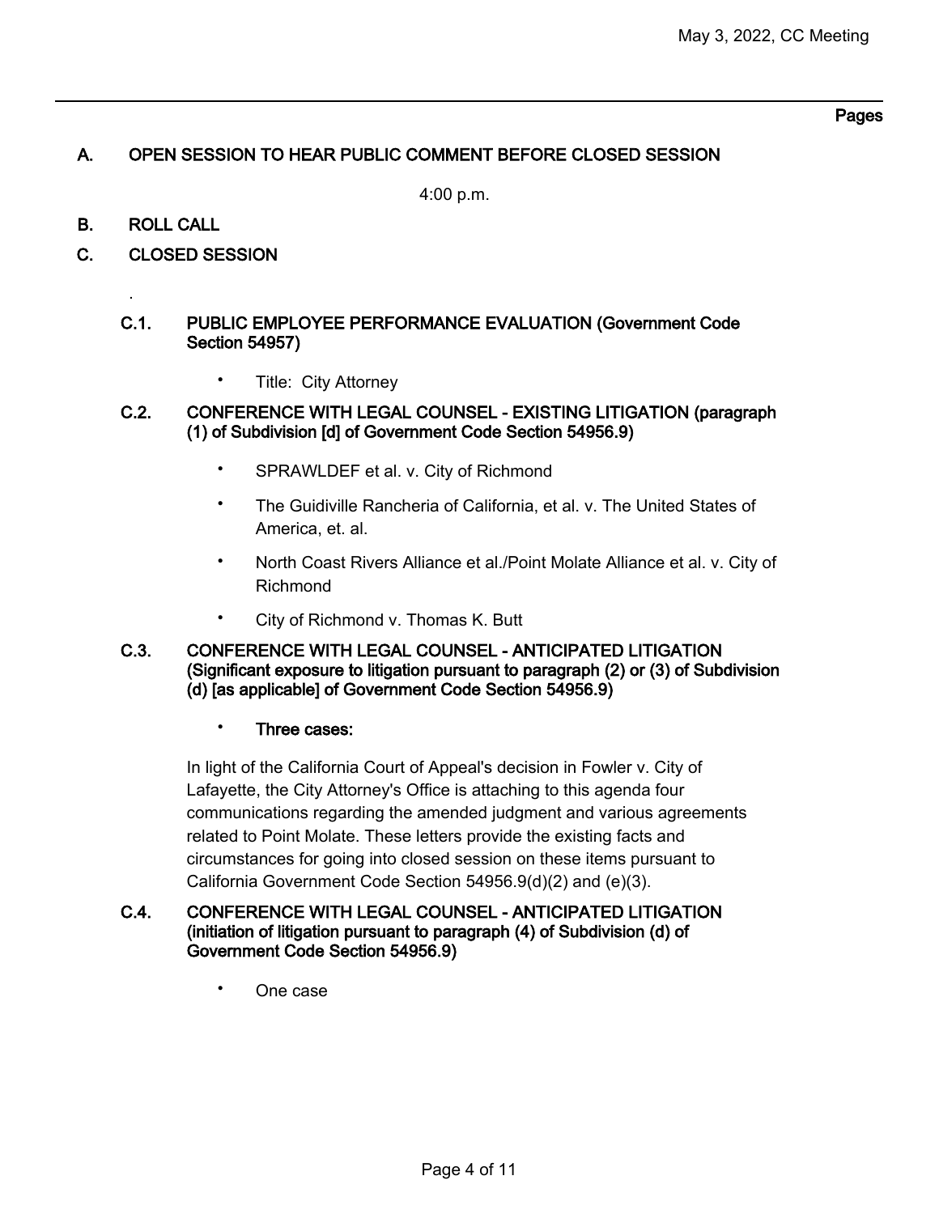Pages

## A. OPEN SESSION TO HEAR PUBLIC COMMENT BEFORE CLOSED SESSION

4:00 p.m.

## B. ROLL CALL

## C. CLOSED SESSION

.

### C.1. PUBLIC EMPLOYEE PERFORMANCE EVALUATION (Government Code Section 54957)

- Title: City Attorney

### C.2. CONFERENCE WITH LEGAL COUNSEL - EXISTING LITIGATION (paragraph (1) of Subdivision [d] of Government Code Section 54956.9)

- SPRAWLDEF et al. v. City of Richmond
- The Guidiville Rancheria of California, et al. v. The United States of America, et. al.
- North Coast Rivers Alliance et al./Point Molate Alliance et al. v. City of Richmond
- City of Richmond v. Thomas K. Butt

### C.3. CONFERENCE WITH LEGAL COUNSEL - ANTICIPATED LITIGATION (Significant exposure to litigation pursuant to paragraph (2) or (3) of Subdivision (d) [as applicable] of Government Code Section 54956.9)

- **Three cases:**

In light of the California Court of Appeal's decision in Fowler v. City of Lafayette, the City Attorney's Office is attaching to this agenda four communications regarding the amended judgment and various agreements related to Point Molate. These letters provide the existing facts and circumstances for going into closed session on these items pursuant to California Government Code Section 54956.9(d)(2) and (e)(3).

### C.4. CONFERENCE WITH LEGAL COUNSEL - ANTICIPATED LITIGATION (initiation of litigation pursuant to paragraph (4) of Subdivision (d) of Government Code Section 54956.9)

- One case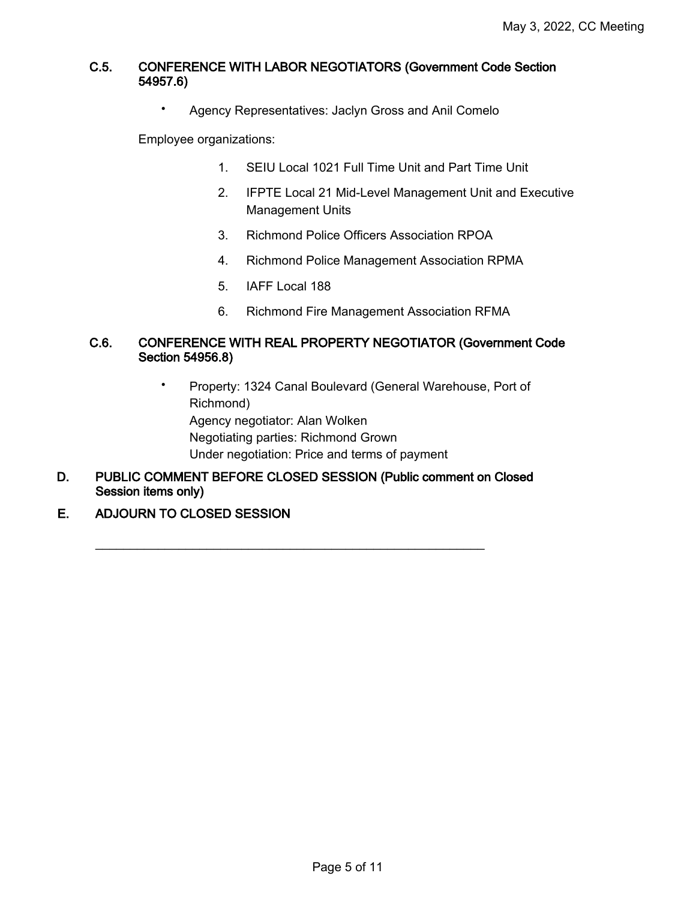### C.5. CONFERENCE WITH LABOR NEGOTIATORS (Government Code Section 54957.6)

- Agency Representatives: Jaclyn Gross and Anil Comelo

Employee organizations:

1. SEIU Local 1021 Full Time Unit and Part Time Unit
2. IFPTE Local 21 Mid-Level Management Unit and Executive Management Units
3. Richmond Police Officers Association RPOA
4. Richmond Police Management Association RPMA
5. IAFF Local 188
6. Richmond Fire Management Association RFMA

### C.6. CONFERENCE WITH REAL PROPERTY NEGOTIATOR (Government Code Section 54956.8)

- Property: 1324 Canal Boulevard (General Warehouse, Port of Richmond)
  Agency negotiator: Alan Wolken
  Negotiating parties: Richmond Grown
  Under negotiation: Price and terms of payment

## D. PUBLIC COMMENT BEFORE CLOSED SESSION (Public comment on Closed Session items only)

## E. ADJOURN TO CLOSED SESSION

---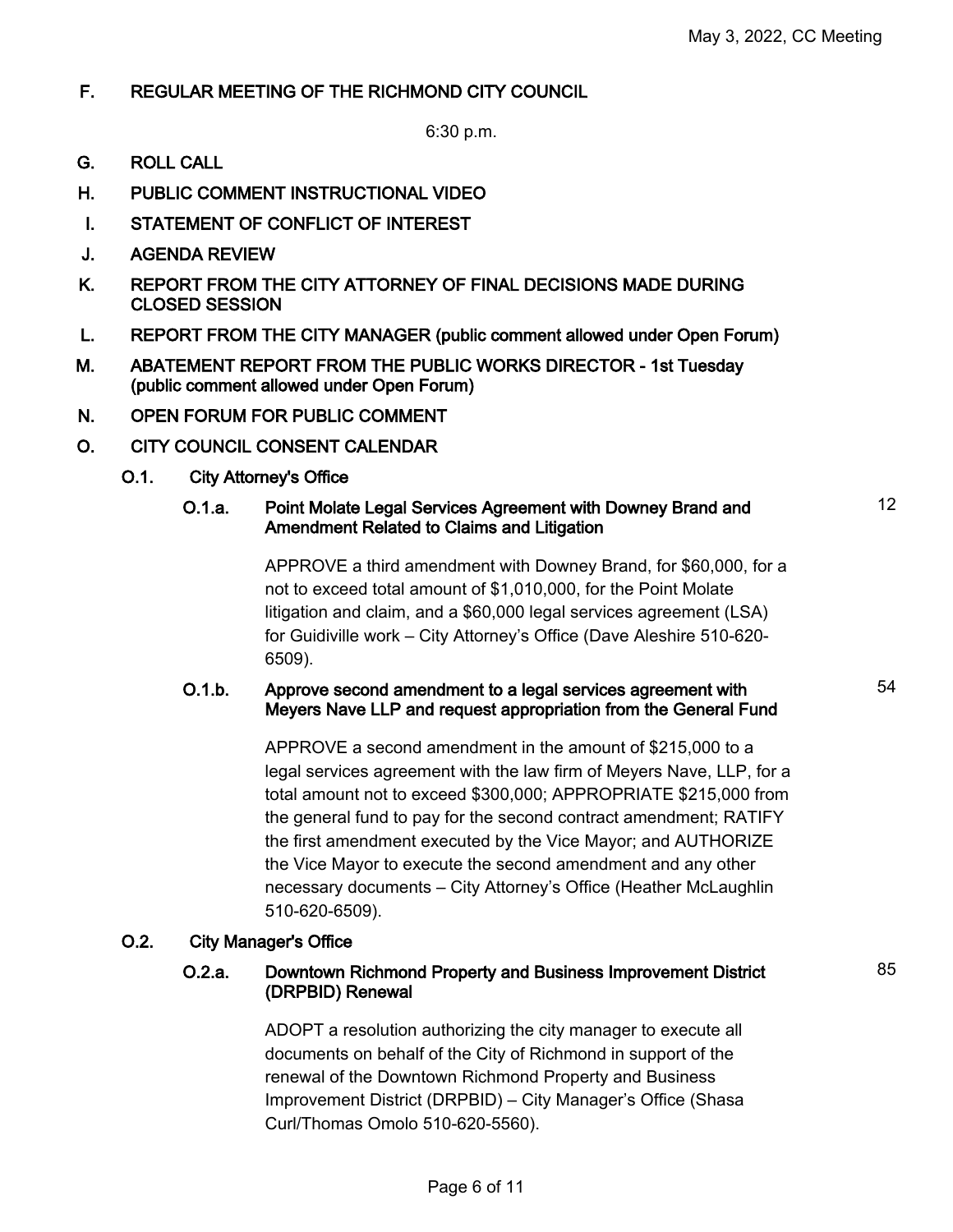## F. REGULAR MEETING OF THE RICHMOND CITY COUNCIL

6:30 p.m.

## G. ROLL CALL

## H. PUBLIC COMMENT INSTRUCTIONAL VIDEO

## I. STATEMENT OF CONFLICT OF INTEREST

## J. AGENDA REVIEW

## K. REPORT FROM THE CITY ATTORNEY OF FINAL DECISIONS MADE DURING CLOSED SESSION

## L. REPORT FROM THE CITY MANAGER (public comment allowed under Open Forum)

## M. ABATEMENT REPORT FROM THE PUBLIC WORKS DIRECTOR - 1st Tuesday (public comment allowed under Open Forum)

## N. OPEN FORUM FOR PUBLIC COMMENT

## O. CITY COUNCIL CONSENT CALENDAR

### O.1. City Attorney's Office

#### O.1.a. Point Molate Legal Services Agreement with Downey Brand and Amendment Related to Claims and Litigation — 12

APPROVE a third amendment with Downey Brand, for $60,000, for a not to exceed total amount of $1,010,000, for the Point Molate litigation and claim, and a $60,000 legal services agreement (LSA) for Guidiville work – City Attorney's Office (Dave Aleshire 510-620-6509).

#### O.1.b. Approve second amendment to a legal services agreement with Meyers Nave LLP and request appropriation from the General Fund — 54

APPROVE a second amendment in the amount of $215,000 to a legal services agreement with the law firm of Meyers Nave, LLP, for a total amount not to exceed $300,000; APPROPRIATE $215,000 from the general fund to pay for the second contract amendment; RATIFY the first amendment executed by the Vice Mayor; and AUTHORIZE the Vice Mayor to execute the second amendment and any other necessary documents – City Attorney's Office (Heather McLaughlin 510-620-6509).

### O.2. City Manager's Office

#### O.2.a. Downtown Richmond Property and Business Improvement District (DRPBID) Renewal — 85

ADOPT a resolution authorizing the city manager to execute all documents on behalf of the City of Richmond in support of the renewal of the Downtown Richmond Property and Business Improvement District (DRPBID) – City Manager's Office (Shasa Curl/Thomas Omolo 510-620-5560).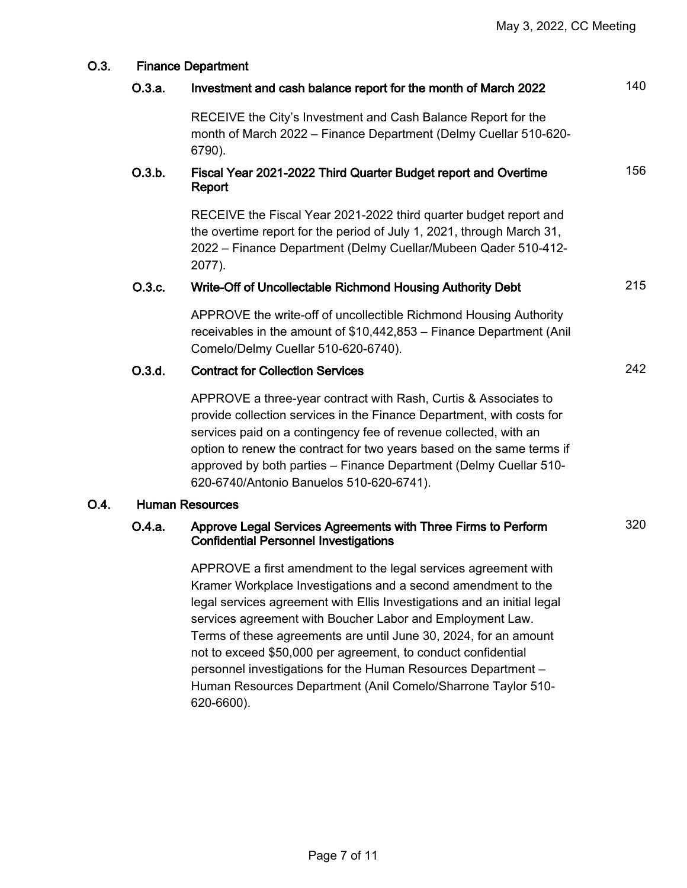### O.3. Finance Department

#### O.3.a. Investment and cash balance report for the month of March 2022 — 140

RECEIVE the City's Investment and Cash Balance Report for the month of March 2022 – Finance Department (Delmy Cuellar 510-620-6790).

#### O.3.b. Fiscal Year 2021-2022 Third Quarter Budget report and Overtime Report — 156

RECEIVE the Fiscal Year 2021-2022 third quarter budget report and the overtime report for the period of July 1, 2021, through March 31, 2022 – Finance Department (Delmy Cuellar/Mubeen Qader 510-412-2077).

#### O.3.c. Write-Off of Uncollectable Richmond Housing Authority Debt — 215

APPROVE the write-off of uncollectible Richmond Housing Authority receivables in the amount of $10,442,853 – Finance Department (Anil Comelo/Delmy Cuellar 510-620-6740).

#### O.3.d. Contract for Collection Services — 242

APPROVE a three-year contract with Rash, Curtis & Associates to provide collection services in the Finance Department, with costs for services paid on a contingency fee of revenue collected, with an option to renew the contract for two years based on the same terms if approved by both parties – Finance Department (Delmy Cuellar 510-620-6740/Antonio Banuelos 510-620-6741).

### O.4. Human Resources

#### O.4.a. Approve Legal Services Agreements with Three Firms to Perform Confidential Personnel Investigations — 320

APPROVE a first amendment to the legal services agreement with Kramer Workplace Investigations and a second amendment to the legal services agreement with Ellis Investigations and an initial legal services agreement with Boucher Labor and Employment Law. Terms of these agreements are until June 30, 2024, for an amount not to exceed $50,000 per agreement, to conduct confidential personnel investigations for the Human Resources Department – Human Resources Department (Anil Comelo/Sharrone Taylor 510-620-6600).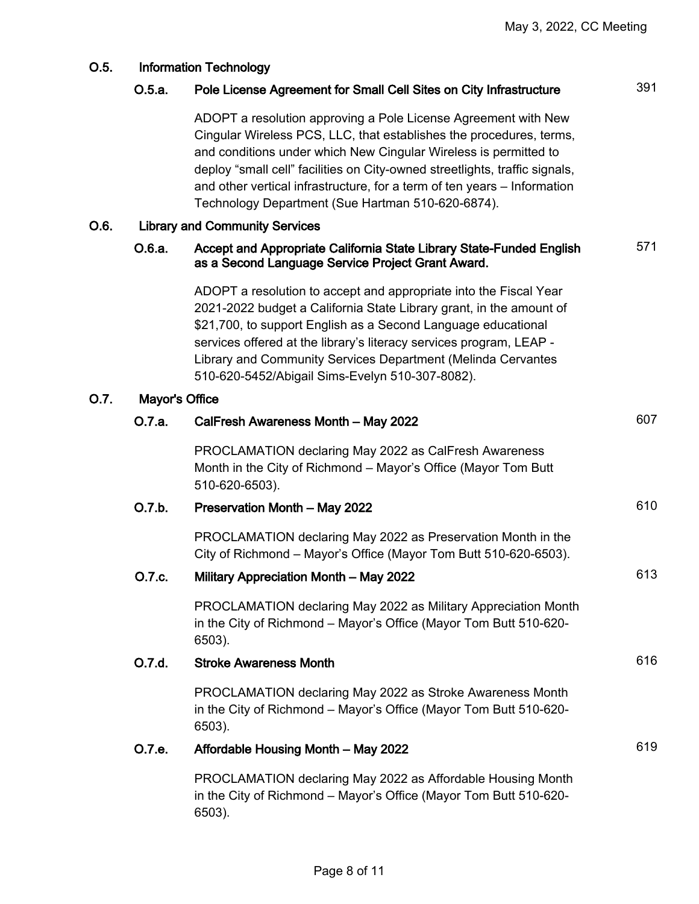### O.5. Information Technology

#### O.5.a. Pole License Agreement for Small Cell Sites on City Infrastructure — 391

ADOPT a resolution approving a Pole License Agreement with New Cingular Wireless PCS, LLC, that establishes the procedures, terms, and conditions under which New Cingular Wireless is permitted to deploy "small cell" facilities on City-owned streetlights, traffic signals, and other vertical infrastructure, for a term of ten years – Information Technology Department (Sue Hartman 510-620-6874).

### O.6. Library and Community Services

#### O.6.a. Accept and Appropriate California State Library State-Funded English as a Second Language Service Project Grant Award. — 571

ADOPT a resolution to accept and appropriate into the Fiscal Year 2021-2022 budget a California State Library grant, in the amount of $21,700, to support English as a Second Language educational services offered at the library's literacy services program, LEAP - Library and Community Services Department (Melinda Cervantes 510-620-5452/Abigail Sims-Evelyn 510-307-8082).

### O.7. Mayor's Office

#### O.7.a. CalFresh Awareness Month – May 2022 — 607

PROCLAMATION declaring May 2022 as CalFresh Awareness Month in the City of Richmond – Mayor's Office (Mayor Tom Butt 510-620-6503).

#### O.7.b. Preservation Month – May 2022 — 610

PROCLAMATION declaring May 2022 as Preservation Month in the City of Richmond – Mayor's Office (Mayor Tom Butt 510-620-6503).

#### O.7.c. Military Appreciation Month – May 2022 — 613

PROCLAMATION declaring May 2022 as Military Appreciation Month in the City of Richmond – Mayor's Office (Mayor Tom Butt 510-620-6503).

#### O.7.d. Stroke Awareness Month — 616

PROCLAMATION declaring May 2022 as Stroke Awareness Month in the City of Richmond – Mayor's Office (Mayor Tom Butt 510-620-6503).

#### O.7.e. Affordable Housing Month – May 2022 — 619

PROCLAMATION declaring May 2022 as Affordable Housing Month in the City of Richmond – Mayor's Office (Mayor Tom Butt 510-620-6503).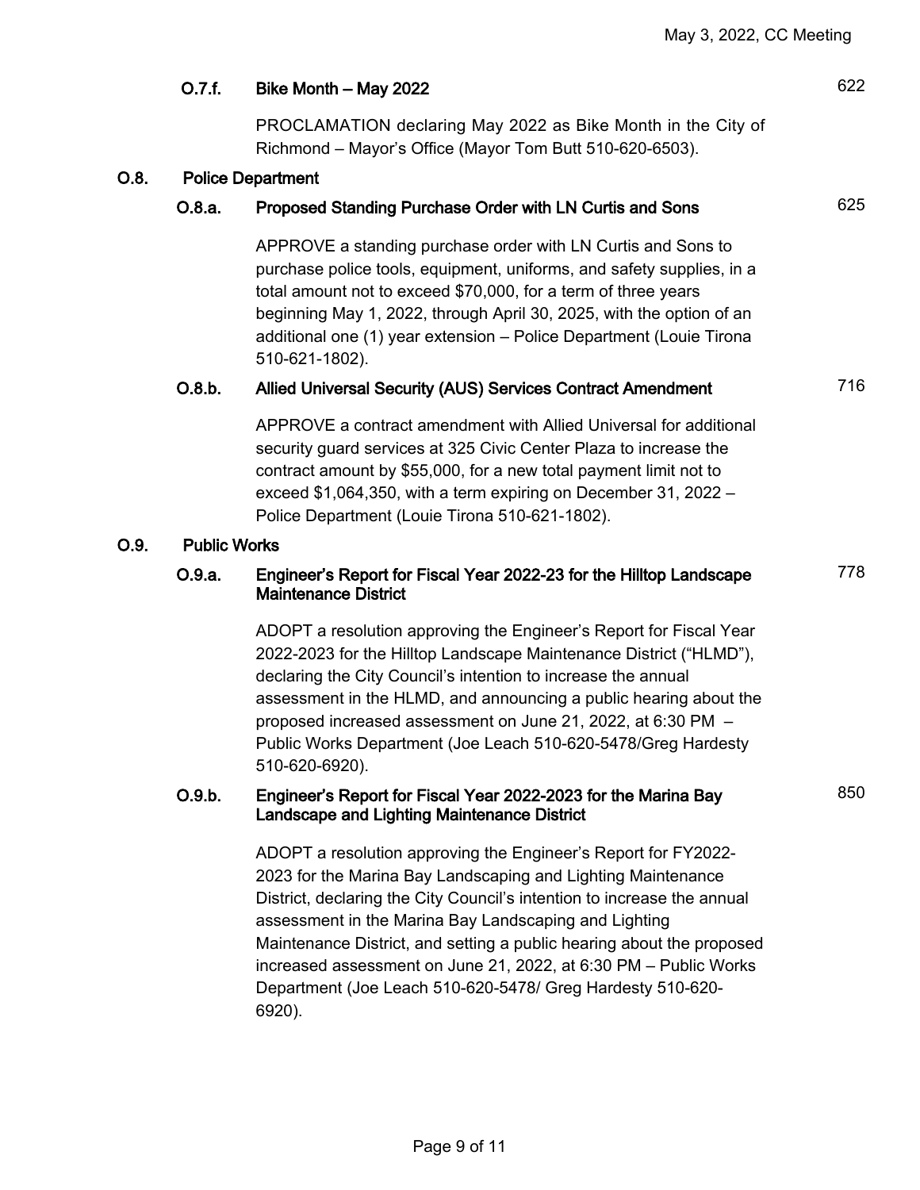### O.7.f. Bike Month – May 2022 — 622

PROCLAMATION declaring May 2022 as Bike Month in the City of Richmond – Mayor's Office (Mayor Tom Butt 510-620-6503).

## O.8. Police Department

### O.8.a. Proposed Standing Purchase Order with LN Curtis and Sons — 625

APPROVE a standing purchase order with LN Curtis and Sons to purchase police tools, equipment, uniforms, and safety supplies, in a total amount not to exceed $70,000, for a term of three years beginning May 1, 2022, through April 30, 2025, with the option of an additional one (1) year extension – Police Department (Louie Tirona 510-621-1802).

### O.8.b. Allied Universal Security (AUS) Services Contract Amendment — 716

APPROVE a contract amendment with Allied Universal for additional security guard services at 325 Civic Center Plaza to increase the contract amount by $55,000, for a new total payment limit not to exceed $1,064,350, with a term expiring on December 31, 2022 – Police Department (Louie Tirona 510-621-1802).

## O.9. Public Works

### O.9.a. Engineer's Report for Fiscal Year 2022-23 for the Hilltop Landscape Maintenance District — 778

ADOPT a resolution approving the Engineer's Report for Fiscal Year 2022-2023 for the Hilltop Landscape Maintenance District ("HLMD"), declaring the City Council's intention to increase the annual assessment in the HLMD, and announcing a public hearing about the proposed increased assessment on June 21, 2022, at 6:30 PM – Public Works Department (Joe Leach 510-620-5478/Greg Hardesty 510-620-6920).

### O.9.b. Engineer's Report for Fiscal Year 2022-2023 for the Marina Bay Landscape and Lighting Maintenance District — 850

ADOPT a resolution approving the Engineer's Report for FY2022-2023 for the Marina Bay Landscaping and Lighting Maintenance District, declaring the City Council's intention to increase the annual assessment in the Marina Bay Landscaping and Lighting Maintenance District, and setting a public hearing about the proposed increased assessment on June 21, 2022, at 6:30 PM – Public Works Department (Joe Leach 510-620-5478/ Greg Hardesty 510-620-6920).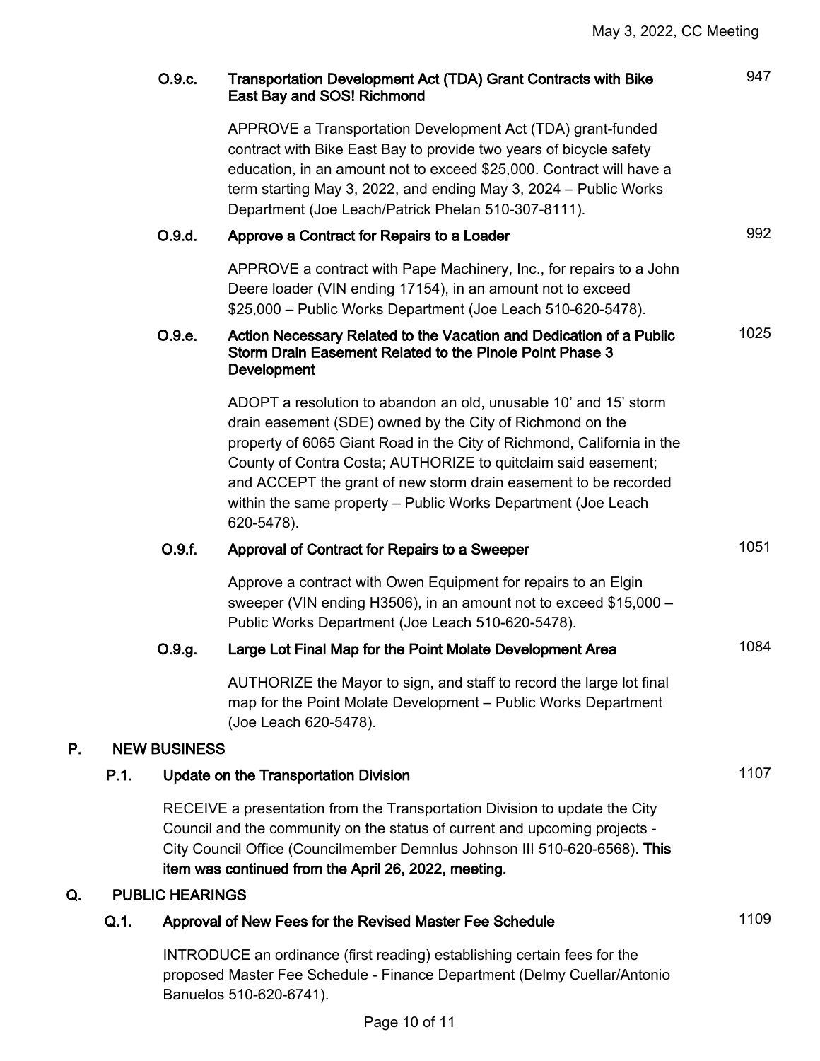**O.9.c. Transportation Development Act (TDA) Grant Contracts with Bike East Bay and SOS! Richmond** 947

APPROVE a Transportation Development Act (TDA) grant-funded contract with Bike East Bay to provide two years of bicycle safety education, in an amount not to exceed $25,000. Contract will have a term starting May 3, 2022, and ending May 3, 2024 – Public Works Department (Joe Leach/Patrick Phelan 510-307-8111).

**O.9.d. Approve a Contract for Repairs to a Loader** 992

APPROVE a contract with Pape Machinery, Inc., for repairs to a John Deere loader (VIN ending 17154), in an amount not to exceed $25,000 – Public Works Department (Joe Leach 510-620-5478).

**O.9.e. Action Necessary Related to the Vacation and Dedication of a Public Storm Drain Easement Related to the Pinole Point Phase 3 Development** 1025

ADOPT a resolution to abandon an old, unusable 10' and 15' storm drain easement (SDE) owned by the City of Richmond on the property of 6065 Giant Road in the City of Richmond, California in the County of Contra Costa; AUTHORIZE to quitclaim said easement; and ACCEPT the grant of new storm drain easement to be recorded within the same property – Public Works Department (Joe Leach 620-5478).

**O.9.f. Approval of Contract for Repairs to a Sweeper** 1051

Approve a contract with Owen Equipment for repairs to an Elgin sweeper (VIN ending H3506), in an amount not to exceed $15,000 – Public Works Department (Joe Leach 510-620-5478).

**O.9.g. Large Lot Final Map for the Point Molate Development Area** 1084

AUTHORIZE the Mayor to sign, and staff to record the large lot final map for the Point Molate Development – Public Works Department (Joe Leach 620-5478).

## P. NEW BUSINESS

**P.1. Update on the Transportation Division** 1107

RECEIVE a presentation from the Transportation Division to update the City Council and the community on the status of current and upcoming projects - City Council Office (Councilmember Demnlus Johnson III 510-620-6568). **This item was continued from the April 26, 2022, meeting.**

## Q. PUBLIC HEARINGS

**Q.1. Approval of New Fees for the Revised Master Fee Schedule** 1109

INTRODUCE an ordinance (first reading) establishing certain fees for the proposed Master Fee Schedule - Finance Department (Delmy Cuellar/Antonio Banuelos 510-620-6741).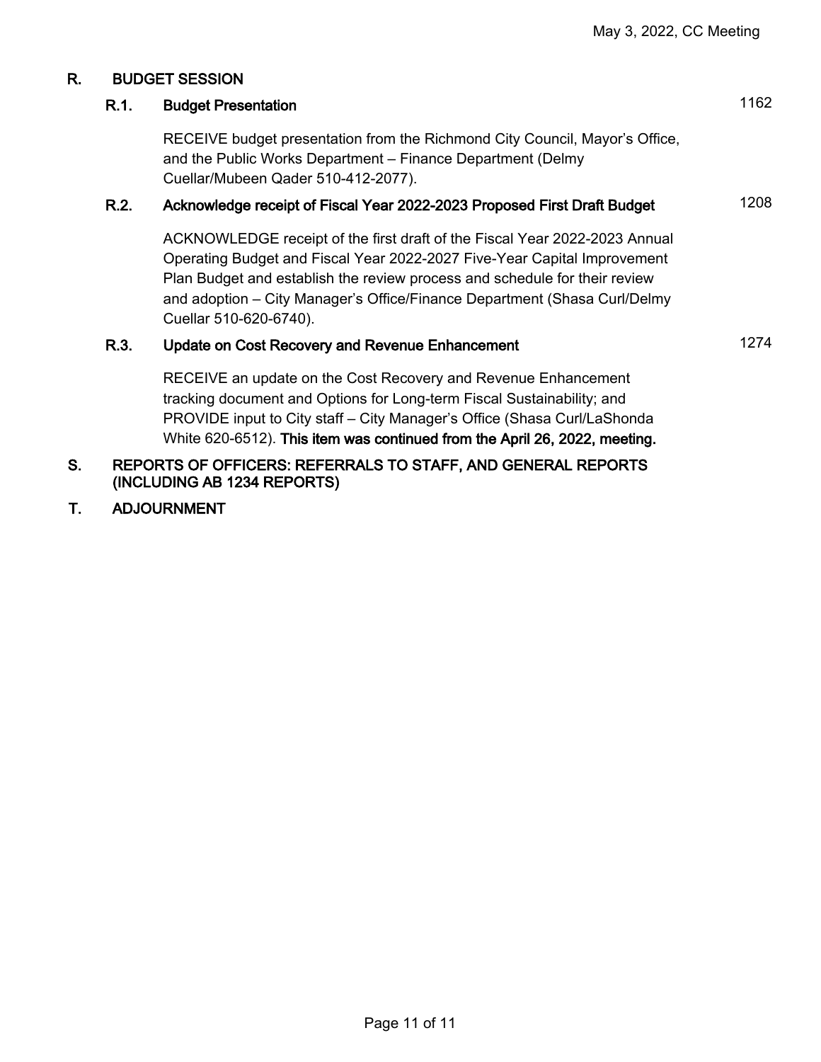## R. BUDGET SESSION

### R.1. Budget Presentation

1162

RECEIVE budget presentation from the Richmond City Council, Mayor's Office, and the Public Works Department – Finance Department (Delmy Cuellar/Mubeen Qader 510-412-2077).

### R.2. Acknowledge receipt of Fiscal Year 2022-2023 Proposed First Draft Budget

1208

ACKNOWLEDGE receipt of the first draft of the Fiscal Year 2022-2023 Annual Operating Budget and Fiscal Year 2022-2027 Five-Year Capital Improvement Plan Budget and establish the review process and schedule for their review and adoption – City Manager's Office/Finance Department (Shasa Curl/Delmy Cuellar 510-620-6740).

### R.3. Update on Cost Recovery and Revenue Enhancement

1274

RECEIVE an update on the Cost Recovery and Revenue Enhancement tracking document and Options for Long-term Fiscal Sustainability; and PROVIDE input to City staff – City Manager's Office (Shasa Curl/LaShonda White 620-6512). **This item was continued from the April 26, 2022, meeting.**

## S. REPORTS OF OFFICERS: REFERRALS TO STAFF, AND GENERAL REPORTS (INCLUDING AB 1234 REPORTS)

## T. ADJOURNMENT